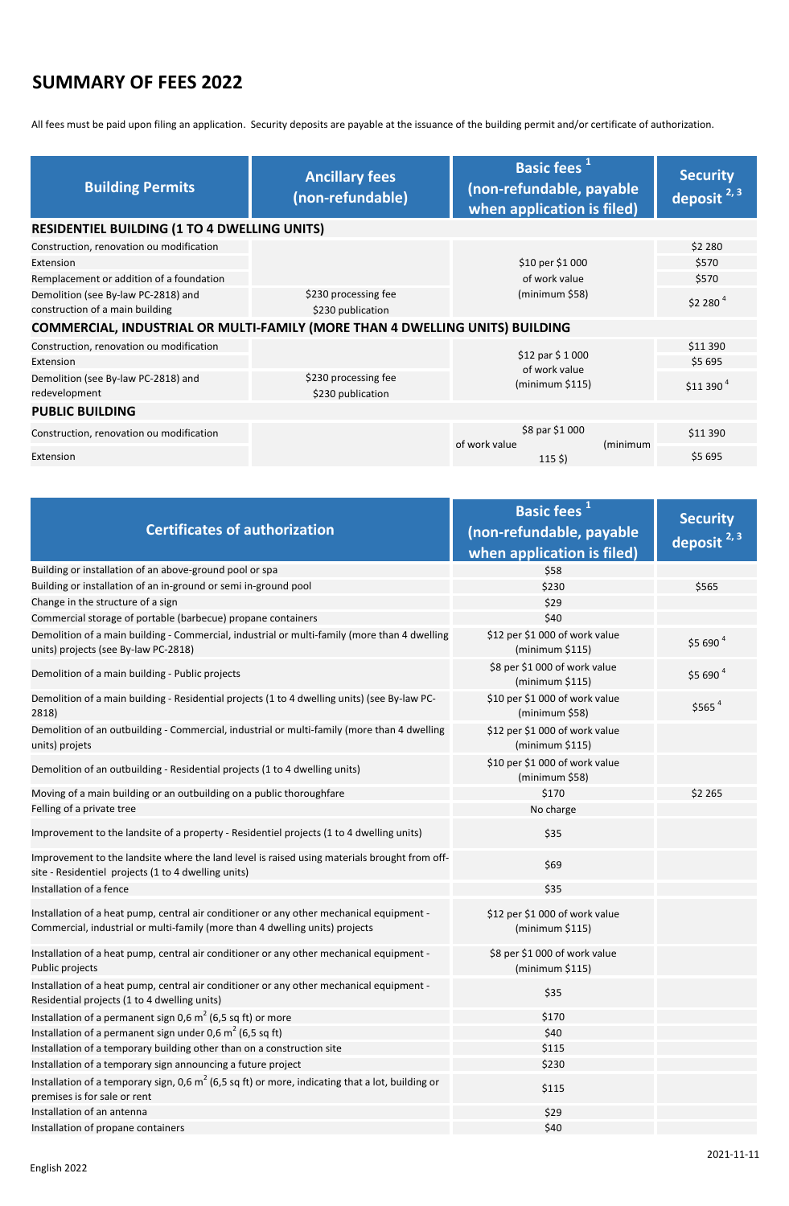# SUMMARY OF FEES 2022

All fees must be paid upon filing an application. Security deposits are payable at the issuance of the building permit and/or certificate of authorization.

| Building Permits | Ancillary fees (non-refundable) | Basic fees [1] (non-refundable, payable when application is filed) | Security deposit [2, 3] |
|---|---|---|---|
| **RESIDENTIEL BUILDING (1 TO 4 DWELLING UNITS)** | | | |
| Construction, renovation ou modification | | $10 per $1 000 of work value (minimum $58) | $2 280 |
| Extension | | | $570 |
| Remplacement or addition of a foundation | | | $570 |
| Demolition (see By-law PC-2818) and construction of a main building | $230 processing fee $230 publication | | $2 280 [4] |
| **COMMERCIAL, INDUSTRIAL OR MULTI-FAMILY (MORE THAN 4 DWELLING UNITS) BUILDING** | | | |
| Construction, renovation ou modification | | $12 par $ 1 000 of work value (minimum $115) | $11 390 |
| Extension | | | $5 695 |
| Demolition (see By-law PC-2818) and redevelopment | $230 processing fee $230 publication | | $11 390 [4] |
| **PUBLIC BUILDING** | | | |
| Construction, renovation ou modification | | $8 par $1 000 of work value (minimum 115 $) | $11 390 |
| Extension | | | $5 695 |

| Certificates of authorization | Basic fees [1] (non-refundable, payable when application is filed) | Security deposit [2, 3] |
|---|---|---|
| Building or installation of an above-ground pool or spa | $58 | |
| Building or installation of an in-ground or semi in-ground pool | $230 | $565 |
| Change in the structure of a sign | $29 | |
| Commercial storage of portable (barbecue) propane containers | $40 | |
| Demolition of a main building - Commercial, industrial or multi-family (more than 4 dwelling units) projects (see By-law PC-2818) | $12 per $1 000 of work value (minimum $115) | $5 690 [4] |
| Demolition of a main building - Public projects | $8 per $1 000 of work value (minimum $115) | $5 690 [4] |
| Demolition of a main building - Residential projects (1 to 4 dwelling units) (see By-law PC-2818) | $10 per $1 000 of work value (minimum $58) | $565 [4] |
| Demolition of an outbuilding - Commercial, industrial or multi-family (more than 4 dwelling units) projets | $12 per $1 000 of work value (minimum $115) | |
| Demolition of an outbuilding - Residential projects (1 to 4 dwelling units) | $10 per $1 000 of work value (minimum $58) | |
| Moving of a main building or an outbuilding on a public thoroughfare | $170 | $2 265 |
| Felling of a private tree | No charge | |
| Improvement to the landsite of a property - Residentiel projects (1 to 4 dwelling units) | $35 | |
| Improvement to the landsite where the land level is raised using materials brought from off-site - Residentiel projects (1 to 4 dwelling units) | $69 | |
| Installation of a fence | $35 | |
| Installation of a heat pump, central air conditioner or any other mechanical equipment - Commercial, industrial or multi-family (more than 4 dwelling units) projects | $12 per $1 000 of work value (minimum $115) | |
| Installation of a heat pump, central air conditioner or any other mechanical equipment - Public projects | $8 per $1 000 of work value (minimum $115) | |
| Installation of a heat pump, central air conditioner or any other mechanical equipment - Residential projects (1 to 4 dwelling units) | $35 | |
| Installation of a permanent sign 0,6 $m^2$ (6,5 sq ft) or more | $170 | |
| Installation of a permanent sign under 0,6 $m^2$ (6,5 sq ft) | $40 | |
| Installation of a temporary building other than on a construction site | $115 | |
| Installation of a temporary sign announcing a future project | $230 | |
| Installation of a temporary sign, 0,6 $m^2$ (6,5 sq ft) or more, indicating that a lot, building or premises is for sale or rent | $115 | |
| Installation of an antenna | $29 | |
| Installation of propane containers | $40 | |

English 2022

2021-11-11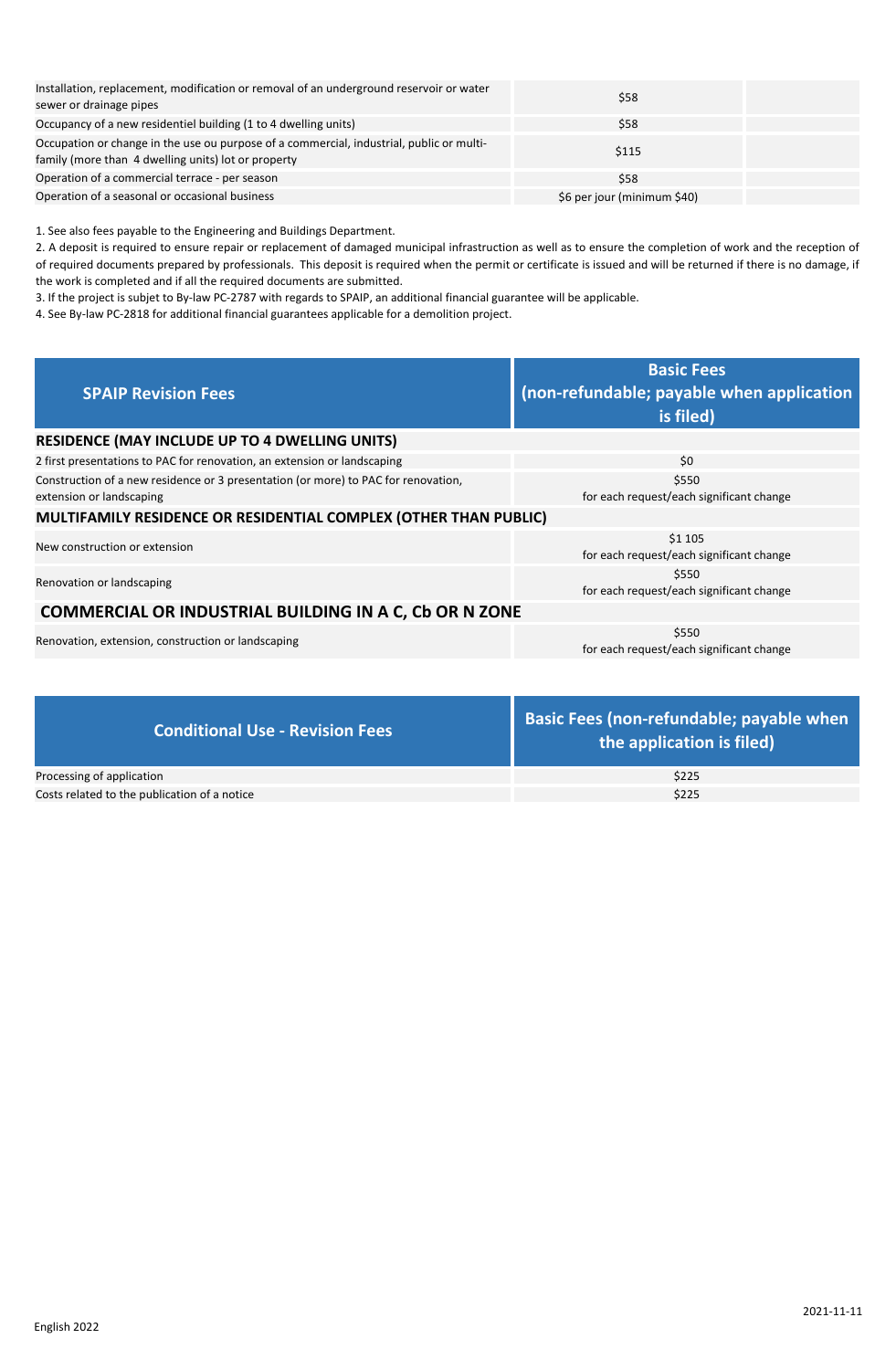| | | |
|---|---|---|
| Installation, replacement, modification or removal of an underground reservoir or water sewer or drainage pipes | $58 | |
| Occupancy of a new residentiel building (1 to 4 dwelling units) | $58 | |
| Occupation or change in the use ou purpose of a commercial, industrial, public or multi-family (more than 4 dwelling units) lot or property | $115 | |
| Operation of a commercial terrace - per season | $58 | |
| Operation of a seasonal or occasional business | $6 per jour (minimum $40) | |

1. See also fees payable to the Engineering and Buildings Department.
2. A deposit is required to ensure repair or replacement of damaged municipal infrastruction as well as to ensure the completion of work and the reception of of required documents prepared by professionals. This deposit is required when the permit or certificate is issued and will be returned if there is no damage, if the work is completed and if all the required documents are submitted.
3. If the project is subjet to By-law PC-2787 with regards to SPAIP, an additional financial guarantee will be applicable.
4. See By-law PC-2818 for additional financial guarantees applicable for a demolition project.

| SPAIP Revision Fees | Basic Fees (non-refundable; payable when application is filed) |
|---|---|
| **RESIDENCE (MAY INCLUDE UP TO 4 DWELLING UNITS)** | |
| 2 first presentations to PAC for renovation, an extension or landscaping | $0 |
| Construction of a new residence or 3 presentation (or more) to PAC for renovation, extension or landscaping | $550 for each request/each significant change |
| **MULTIFAMILY RESIDENCE OR RESIDENTIAL COMPLEX (OTHER THAN PUBLIC)** | |
| New construction or extension | $1 105 for each request/each significant change |
| Renovation or landscaping | $550 for each request/each significant change |
| **COMMERCIAL OR INDUSTRIAL BUILDING IN A C, Cb OR N ZONE** | |
| Renovation, extension, construction or landscaping | $550 for each request/each significant change |

| Conditional Use - Revision Fees | Basic Fees (non-refundable; payable when the application is filed) |
|---|---|
| Processing of application | $225 |
| Costs related to the publication of a notice | $225 |

English 2022

2021-11-11